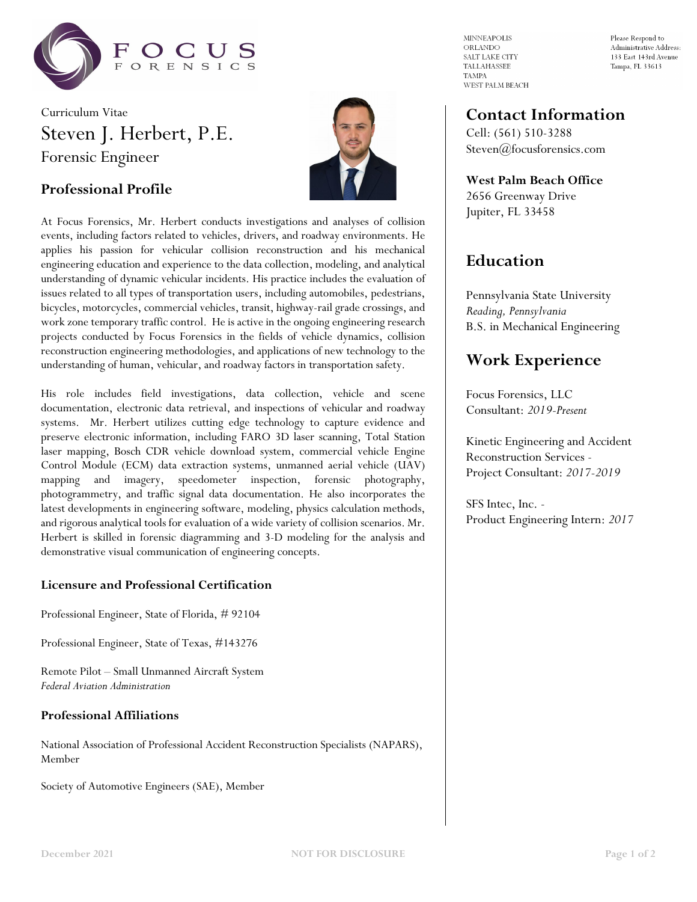FOCUS FORENSICS

MINNEAPOLIS
ORLANDO
SALT LAKE CITY
TALLAHASSEE
TAMPA
WEST PALM BEACH

Please Respond to
Administrative Address:
133 East 143rd Avenue
Tampa, FL 33613

Curriculum Vitae

# Steven J. Herbert, P.E.

Forensic Engineer

## Professional Profile

At Focus Forensics, Mr. Herbert conducts investigations and analyses of collision events, including factors related to vehicles, drivers, and roadway environments. He applies his passion for vehicular collision reconstruction and his mechanical engineering education and experience to the data collection, modeling, and analytical understanding of dynamic vehicular incidents. His practice includes the evaluation of issues related to all types of transportation users, including automobiles, pedestrians, bicycles, motorcycles, commercial vehicles, transit, highway-rail grade crossings, and work zone temporary traffic control. He is active in the ongoing engineering research projects conducted by Focus Forensics in the fields of vehicle dynamics, collision reconstruction engineering methodologies, and applications of new technology to the understanding of human, vehicular, and roadway factors in transportation safety.

His role includes field investigations, data collection, vehicle and scene documentation, electronic data retrieval, and inspections of vehicular and roadway systems. Mr. Herbert utilizes cutting edge technology to capture evidence and preserve electronic information, including FARO 3D laser scanning, Total Station laser mapping, Bosch CDR vehicle download system, commercial vehicle Engine Control Module (ECM) data extraction systems, unmanned aerial vehicle (UAV) mapping and imagery, speedometer inspection, forensic photography, photogrammetry, and traffic signal data documentation. He also incorporates the latest developments in engineering software, modeling, physics calculation methods, and rigorous analytical tools for evaluation of a wide variety of collision scenarios. Mr. Herbert is skilled in forensic diagramming and 3-D modeling for the analysis and demonstrative visual communication of engineering concepts.

### Licensure and Professional Certification

Professional Engineer, State of Florida, # 92104

Professional Engineer, State of Texas, #143276

Remote Pilot – Small Unmanned Aircraft System
*Federal Aviation Administration*

### Professional Affiliations

National Association of Professional Accident Reconstruction Specialists (NAPARS), Member

Society of Automotive Engineers (SAE), Member

## Contact Information

Cell: (561) 510-3288
Steven@focusforensics.com

**West Palm Beach Office**
2656 Greenway Drive
Jupiter, FL 33458

## Education

Pennsylvania State University
*Reading, Pennsylvania*
B.S. in Mechanical Engineering

## Work Experience

Focus Forensics, LLC
Consultant: *2019-Present*

Kinetic Engineering and Accident Reconstruction Services -
Project Consultant: *2017-2019*

SFS Intec, Inc. -
Product Engineering Intern: *2017*

December 2021 NOT FOR DISCLOSURE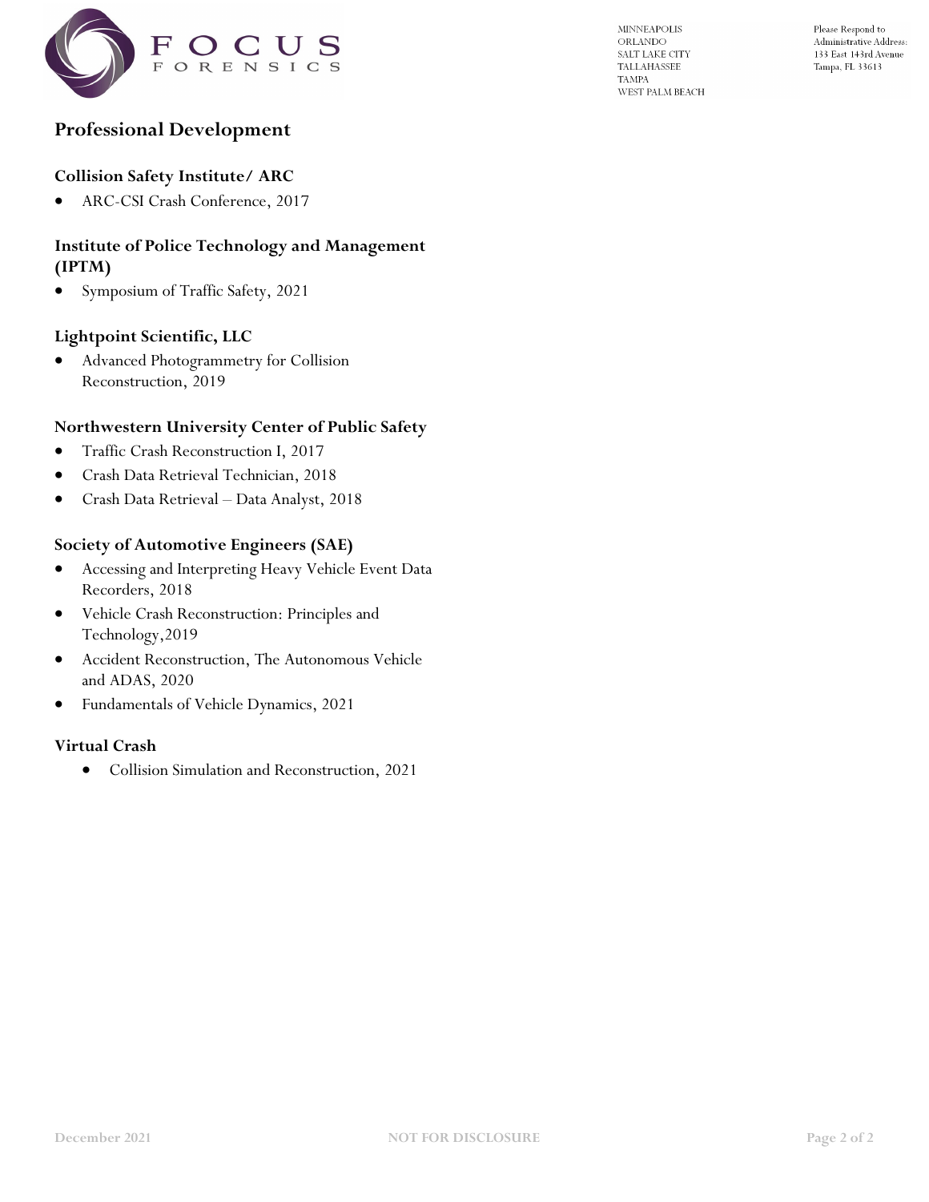## Professional Development

### Collision Safety Institute/ ARC

- ARC-CSI Crash Conference, 2017

### Institute of Police Technology and Management (IPTM)

- Symposium of Traffic Safety, 2021

### Lightpoint Scientific, LLC

- Advanced Photogrammetry for Collision Reconstruction, 2019

### Northwestern University Center of Public Safety

- Traffic Crash Reconstruction I, 2017
- Crash Data Retrieval Technician, 2018
- Crash Data Retrieval – Data Analyst, 2018

### Society of Automotive Engineers (SAE)

- Accessing and Interpreting Heavy Vehicle Event Data Recorders, 2018
- Vehicle Crash Reconstruction: Principles and Technology,2019
- Accident Reconstruction, The Autonomous Vehicle and ADAS, 2020
- Fundamentals of Vehicle Dynamics, 2021

### Virtual Crash

- Collision Simulation and Reconstruction, 2021